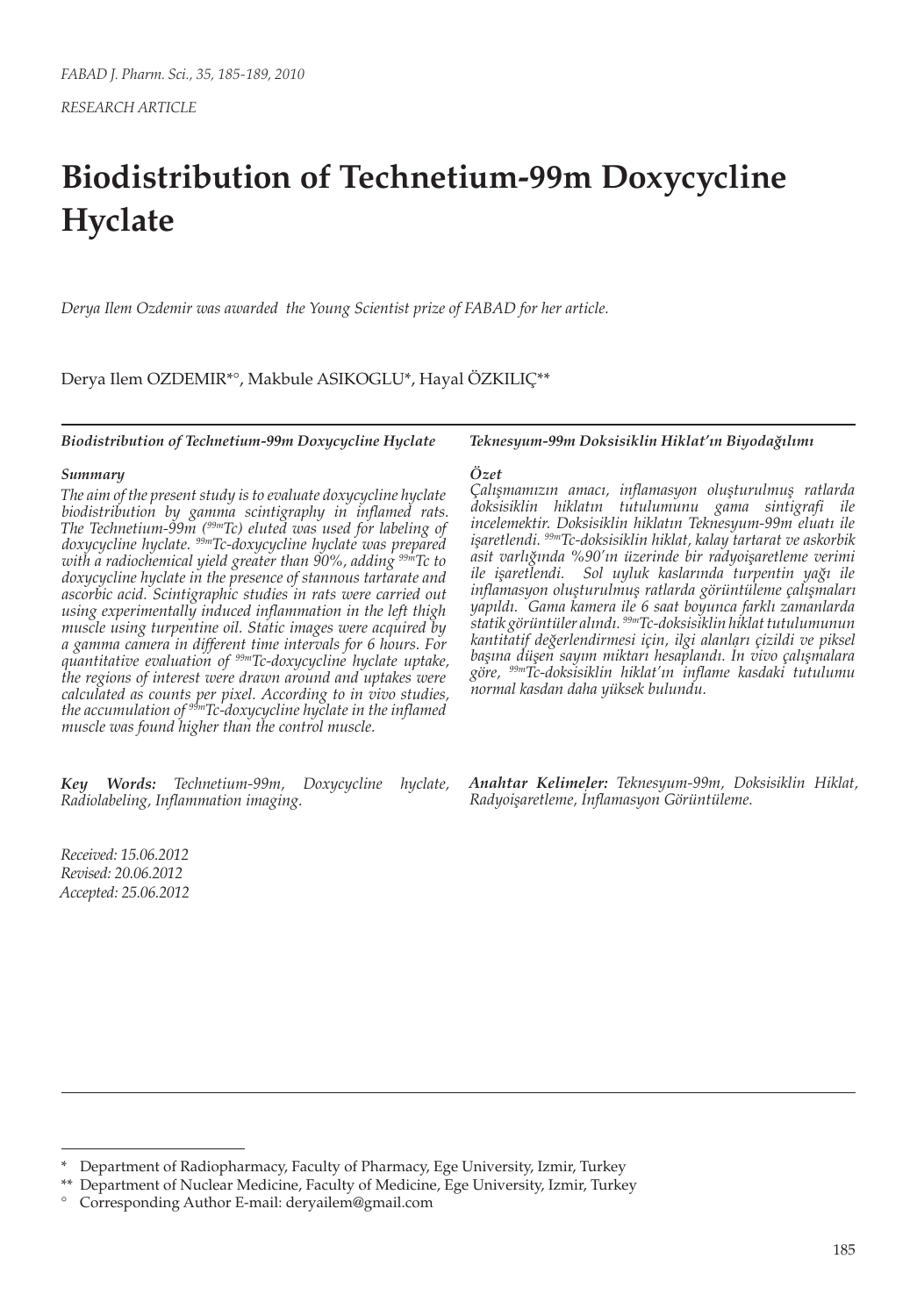*RESEARCH ARTICLE*

# Biodistribution of Technetium-99m Doxycycline Hyclate

*Derya Ilem Ozdemir was awarded the Young Scientist prize of FABAD for her article.*

Derya Ilem OZDEMIR*°, Makbule ASIKOGLU*, Hayal ÖZKILIÇ**

***Biodistribution of Technetium-99m Doxycycline Hyclate***

***Summary***

*The aim of the present study is to evaluate doxycycline hyclate biodistribution by gamma scintigraphy in inflamed rats. The Technetium-99m ($^{99m}$Tc) eluted was used for labeling of doxycycline hyclate. $^{99m}$Tc-doxycycline hyclate was prepared with a radiochemical yield greater than 90%, adding $^{99m}$Tc to doxycycline hyclate in the presence of stannous tartarate and ascorbic acid. Scintigraphic studies in rats were carried out using experimentally induced inflammation in the left thigh muscle using turpentine oil. Static images were acquired by a gamma camera in different time intervals for 6 hours. For quantitative evaluation of $^{99m}$Tc-doxycycline hyclate uptake, the regions of interest were drawn around and uptakes were calculated as counts per pixel. According to in vivo studies, the accumulation of $^{99m}$Tc-doxycycline hyclate in the inflamed muscle was found higher than the control muscle.*

***Key Words:*** *Technetium-99m, Doxycycline hyclate, Radiolabeling, Inflammation imaging.*

***Teknesyum-99m Doksisiklin Hiklat'ın Biyodağılımı***

***Özet***

*Çalışmamızın amacı, inflamasyon oluşturulmuş ratlarda doksisiklin hiklatın tutulumunu gama sintigrafi ile incelemektir. Doksisiklin hiklatın Teknesyum-99m eluatı ile işaretlendi. $^{99m}$Tc-doksisiklin hiklat, kalay tartarat ve askorbik asit varlığında %90'ın üzerinde bir radyoişaretleme verimi ile işaretlendi. Sol uyluk kaslarında turpentin yağı ile inflamasyon oluşturulmuş ratlarda görüntüleme çalışmaları yapıldı. Gama kamera ile 6 saat boyunca farklı zamanlarda statik görüntüler alındı. $^{99m}$Tc-doksisiklin hiklat tutulumunun kantitatif değerlendirmesi için, ilgi alanları çizildi ve piksel başına düşen sayım miktarı hesaplandı. In vivo çalışmalara göre, $^{99m}$Tc-doksisiklin hiklat'ın inflame kasdaki tutulumu normal kasdan daha yüksek bulundu.*

***Anahtar Kelimeler:*** *Teknesyum-99m, Doksisiklin Hiklat, Radyoişaretleme, İnflamasyon Görüntüleme.*

*Received: 15.06.2012*
*Revised: 20.06.2012*
*Accepted: 25.06.2012*

---

\* Department of Radiopharmacy, Faculty of Pharmacy, Ege University, Izmir, Turkey

\*\* Department of Nuclear Medicine, Faculty of Medicine, Ege University, Izmir, Turkey

° Corresponding Author E-mail: deryailem@gmail.com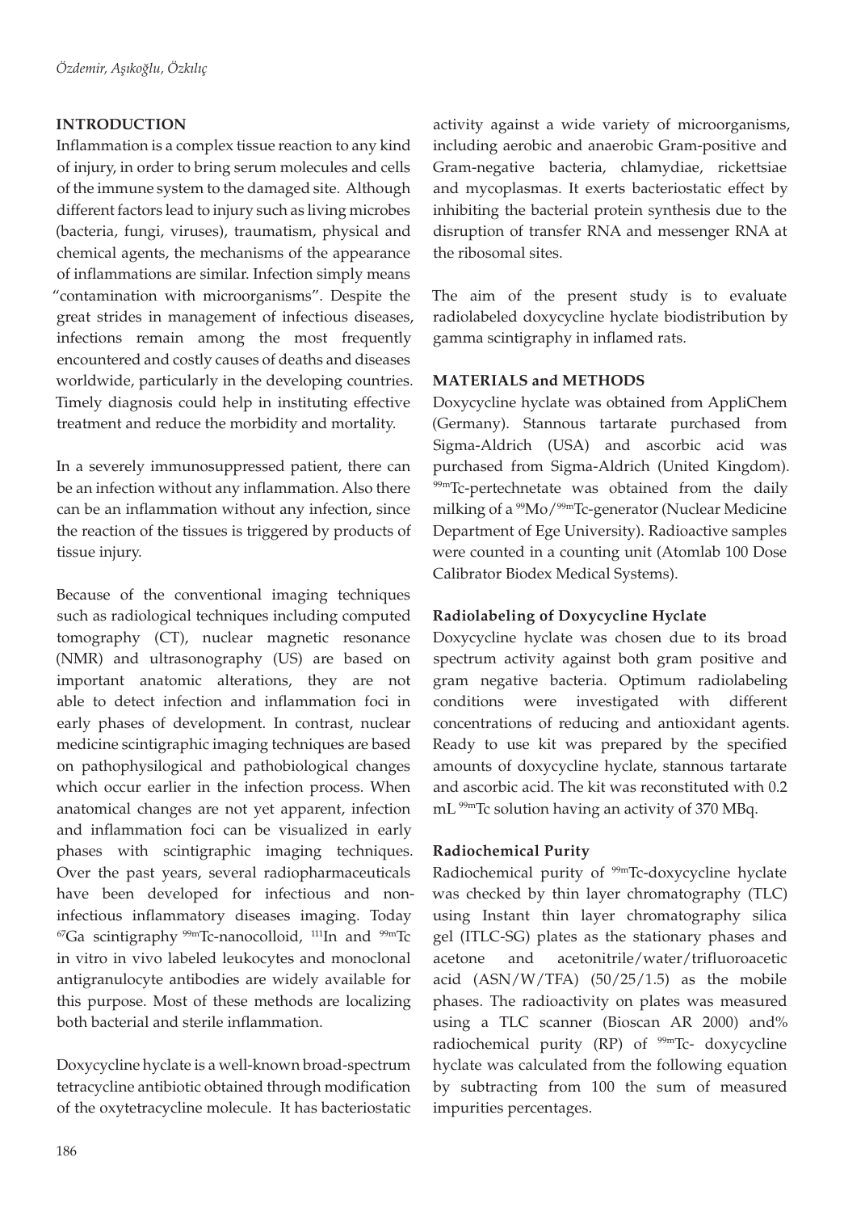## INTRODUCTION

Inflammation is a complex tissue reaction to any kind of injury, in order to bring serum molecules and cells of the immune system to the damaged site. Although different factors lead to injury such as living microbes (bacteria, fungi, viruses), traumatism, physical and chemical agents, the mechanisms of the appearance of inflammations are similar. Infection simply means "contamination with microorganisms". Despite the great strides in management of infectious diseases, infections remain among the most frequently encountered and costly causes of deaths and diseases worldwide, particularly in the developing countries. Timely diagnosis could help in instituting effective treatment and reduce the morbidity and mortality.

In a severely immunosuppressed patient, there can be an infection without any inflammation. Also there can be an inflammation without any infection, since the reaction of the tissues is triggered by products of tissue injury.

Because of the conventional imaging techniques such as radiological techniques including computed tomography (CT), nuclear magnetic resonance (NMR) and ultrasonography (US) are based on important anatomic alterations, they are not able to detect infection and inflammation foci in early phases of development. In contrast, nuclear medicine scintigraphic imaging techniques are based on pathophysilogical and pathobiological changes which occur earlier in the infection process. When anatomical changes are not yet apparent, infection and inflammation foci can be visualized in early phases with scintigraphic imaging techniques. Over the past years, several radiopharmaceuticals have been developed for infectious and non-infectious inflammatory diseases imaging. Today $^{67}$Ga scintigraphy $^{99m}$Tc-nanocolloid, $^{111}$In and $^{99m}$Tc in vitro in vivo labeled leukocytes and monoclonal antigranulocyte antibodies are widely available for this purpose. Most of these methods are localizing both bacterial and sterile inflammation.

Doxycycline hyclate is a well-known broad-spectrum tetracycline antibiotic obtained through modification of the oxytetracycline molecule. It has bacteriostatic activity against a wide variety of microorganisms, including aerobic and anaerobic Gram-positive and Gram-negative bacteria, chlamydiae, rickettsiae and mycoplasmas. It exerts bacteriostatic effect by inhibiting the bacterial protein synthesis due to the disruption of transfer RNA and messenger RNA at the ribosomal sites.

The aim of the present study is to evaluate radiolabeled doxycycline hyclate biodistribution by gamma scintigraphy in inflamed rats.

## MATERIALS and METHODS

Doxycycline hyclate was obtained from AppliChem (Germany). Stannous tartarate purchased from Sigma-Aldrich (USA) and ascorbic acid was purchased from Sigma-Aldrich (United Kingdom). $^{99m}$Tc-pertechnetate was obtained from the daily milking of a $^{99}$Mo/$^{99m}$Tc-generator (Nuclear Medicine Department of Ege University). Radioactive samples were counted in a counting unit (Atomlab 100 Dose Calibrator Biodex Medical Systems).

### Radiolabeling of Doxycycline Hyclate

Doxycycline hyclate was chosen due to its broad spectrum activity against both gram positive and gram negative bacteria. Optimum radiolabeling conditions were investigated with different concentrations of reducing and antioxidant agents. Ready to use kit was prepared by the specified amounts of doxycycline hyclate, stannous tartarate and ascorbic acid. The kit was reconstituted with 0.2 mL $^{99m}$Tc solution having an activity of 370 MBq.

### Radiochemical Purity

Radiochemical purity of $^{99m}$Tc-doxycycline hyclate was checked by thin layer chromatography (TLC) using Instant thin layer chromatography silica gel (ITLC-SG) plates as the stationary phases and acetone and acetonitrile/water/trifluoroacetic acid (ASN/W/TFA) (50/25/1.5) as the mobile phases. The radioactivity on plates was measured using a TLC scanner (Bioscan AR 2000) and% radiochemical purity (RP) of $^{99m}$Tc- doxycycline hyclate was calculated from the following equation by subtracting from 100 the sum of measured impurities percentages.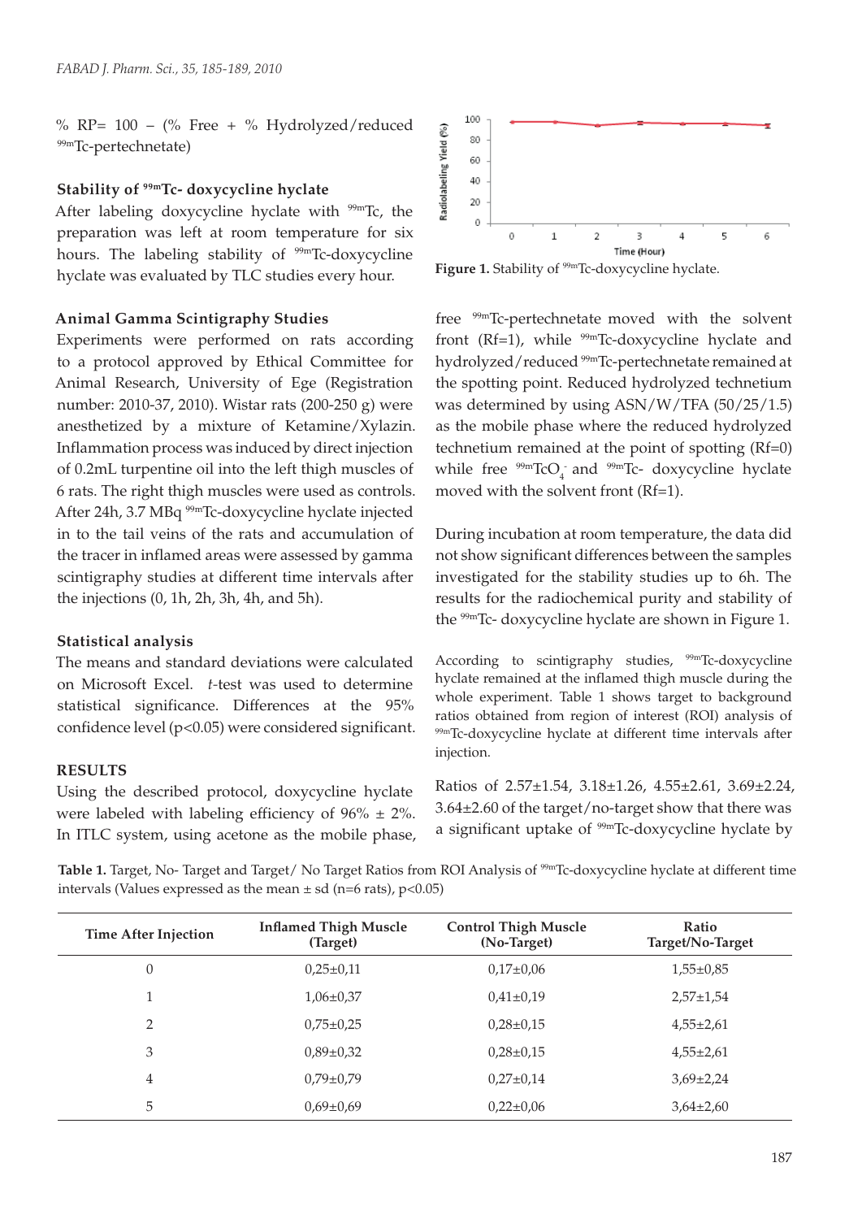% RP= 100 – (% Free + % Hydrolyzed/reduced $^{99m}$Tc-pertechnetate)

### Stability of $^{99m}$Tc- doxycycline hyclate

After labeling doxycycline hyclate with $^{99m}$Tc, the preparation was left at room temperature for six hours. The labeling stability of $^{99m}$Tc-doxycycline hyclate was evaluated by TLC studies every hour.

### Animal Gamma Scintigraphy Studies

Experiments were performed on rats according to a protocol approved by Ethical Committee for Animal Research, University of Ege (Registration number: 2010-37, 2010). Wistar rats (200-250 g) were anesthetized by a mixture of Ketamine/Xylazin. Inflammation process was induced by direct injection of 0.2mL turpentine oil into the left thigh muscles of 6 rats. The right thigh muscles were used as controls. After 24h, 3.7 MBq $^{99m}$Tc-doxycycline hyclate injected in to the tail veins of the rats and accumulation of the tracer in inflamed areas were assessed by gamma scintigraphy studies at different time intervals after the injections (0, 1h, 2h, 3h, 4h, and 5h).

### Statistical analysis

The means and standard deviations were calculated on Microsoft Excel. *t*-test was used to determine statistical significance. Differences at the 95% confidence level ($p<0.05$) were considered significant.

## RESULTS

Using the described protocol, doxycycline hyclate were labeled with labeling efficiency of 96% ± 2%. In ITLC system, using acetone as the mobile phase, free $^{99m}$Tc-pertechnetate moved with the solvent front (Rf=1), while $^{99m}$Tc-doxycycline hyclate and hydrolyzed/reduced $^{99m}$Tc-pertechnetate remained at the spotting point. Reduced hydrolyzed technetium was determined by using ASN/W/TFA (50/25/1.5) as the mobile phase where the reduced hydrolyzed technetium remained at the point of spotting (Rf=0) while free $^{99m}TcO_4^-$ and $^{99m}$Tc- doxycycline hyclate moved with the solvent front (Rf=1).

During incubation at room temperature, the data did not show significant differences between the samples investigated for the stability studies up to 6h. The results for the radiochemical purity and stability of the $^{99m}$Tc- doxycycline hyclate are shown in Figure 1.

**Figure 1.** Stability of $^{99m}$Tc-doxycycline hyclate.

According to scintigraphy studies, $^{99m}$Tc-doxycycline hyclate remained at the inflamed thigh muscle during the whole experiment. Table 1 shows target to background ratios obtained from region of interest (ROI) analysis of $^{99m}$Tc-doxycycline hyclate at different time intervals after injection.

Ratios of 2.57±1.54, 3.18±1.26, 4.55±2.61, 3.69±2.24, 3.64±2.60 of the target/no-target show that there was a significant uptake of $^{99m}$Tc-doxycycline hyclate by

**Table 1.** Target, No- Target and Target/ No Target Ratios from ROI Analysis of $^{99m}$Tc-doxycycline hyclate at different time intervals (Values expressed as the mean ± sd (n=6 rats), $p<0.05$)

| Time After Injection | Inflamed Thigh Muscle (Target) | Control Thigh Muscle (No-Target) | Ratio Target/No-Target |
|---|---|---|---|
| 0 | 0,25±0,11 | 0,17±0,06 | 1,55±0,85 |
| 1 | 1,06±0,37 | 0,41±0,19 | 2,57±1,54 |
| 2 | 0,75±0,25 | 0,28±0,15 | 4,55±2,61 |
| 3 | 0,89±0,32 | 0,28±0,15 | 4,55±2,61 |
| 4 | 0,79±0,79 | 0,27±0,14 | 3,69±2,24 |
| 5 | 0,69±0,69 | 0,22±0,06 | 3,64±2,60 |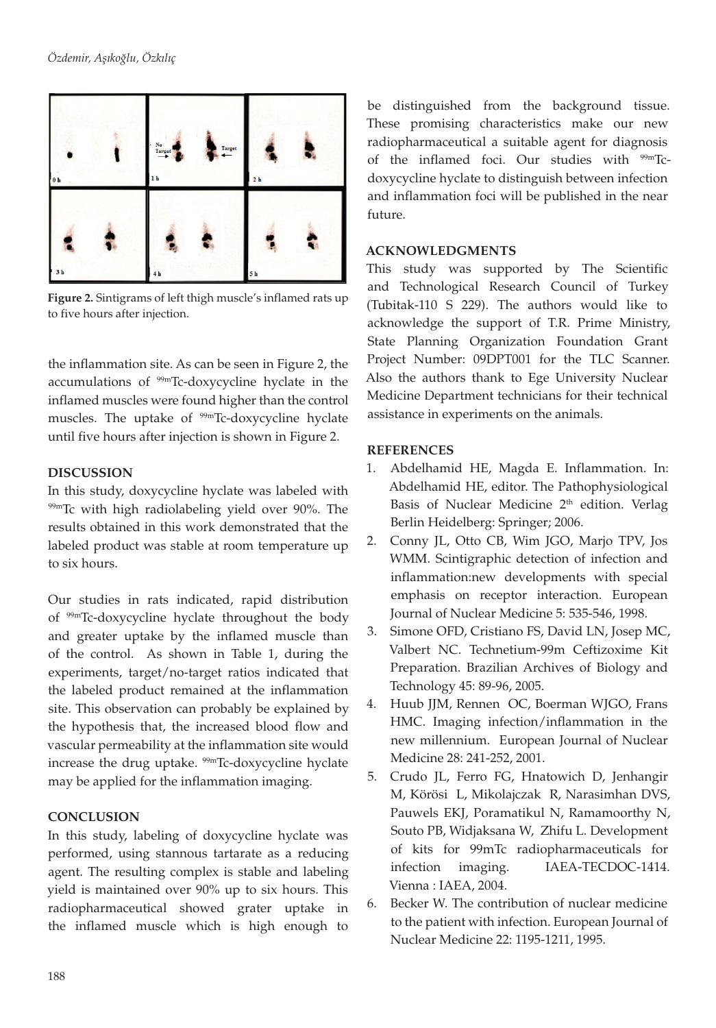**Figure 2.** Sintigrams of left thigh muscle's inflamed rats up to five hours after injection.

the inflammation site. As can be seen in Figure 2, the accumulations of $^{99m}$Tc-doxycycline hyclate in the inflamed muscles were found higher than the control muscles. The uptake of $^{99m}$Tc-doxycycline hyclate until five hours after injection is shown in Figure 2.

## DISCUSSION

In this study, doxycycline hyclate was labeled with $^{99m}$Tc with high radiolabeling yield over 90%. The results obtained in this work demonstrated that the labeled product was stable at room temperature up to six hours.

Our studies in rats indicated, rapid distribution of $^{99m}$Tc-doxycycline hyclate throughout the body and greater uptake by the inflamed muscle than of the control. As shown in Table 1, during the experiments, target/no-target ratios indicated that the labeled product remained at the inflammation site. This observation can probably be explained by the hypothesis that, the increased blood flow and vascular permeability at the inflammation site would increase the drug uptake. $^{99m}$Tc-doxycycline hyclate may be applied for the inflammation imaging.

## CONCLUSION

In this study, labeling of doxycycline hyclate was performed, using stannous tartarate as a reducing agent. The resulting complex is stable and labeling yield is maintained over 90% up to six hours. This radiopharmaceutical showed grater uptake in the inflamed muscle which is high enough to be distinguished from the background tissue. These promising characteristics make our new radiopharmaceutical a suitable agent for diagnosis of the inflamed foci. Our studies with $^{99m}$Tc-doxycycline hyclate to distinguish between infection and inflammation foci will be published in the near future.

## ACKNOWLEDGMENTS

This study was supported by The Scientific and Technological Research Council of Turkey (Tubitak-110 S 229). The authors would like to acknowledge the support of T.R. Prime Ministry, State Planning Organization Foundation Grant Project Number: 09DPT001 for the TLC Scanner. Also the authors thank to Ege University Nuclear Medicine Department technicians for their technical assistance in experiments on the animals.

## REFERENCES

1. Abdelhamid HE, Magda E. Inflammation. In: Abdelhamid HE, editor. The Pathophysiological Basis of Nuclear Medicine 2[th] edition. Verlag Berlin Heidelberg: Springer; 2006.
2. Conny JL, Otto CB, Wim JGO, Marjo TPV, Jos WMM. Scintigraphic detection of infection and inflammation:new developments with special emphasis on receptor interaction. European Journal of Nuclear Medicine 5: 535-546, 1998.
3. Simone OFD, Cristiano FS, David LN, Josep MC, Valbert NC. Technetium-99m Ceftizoxime Kit Preparation. Brazilian Archives of Biology and Technology 45: 89-96, 2005.
4. Huub JJM, Rennen OC, Boerman WJGO, Frans HMC. Imaging infection/inflammation in the new millennium. European Journal of Nuclear Medicine 28: 241-252, 2001.
5. Crudo JL, Ferro FG, Hnatowich D, Jenhangir M, Körösi L, Mikolajczak R, Narasimhan DVS, Pauwels EKJ, Poramatikul N, Ramamoorthy N, Souto PB, Widjaksana W, Zhifu L. Development of kits for 99mTc radiopharmaceuticals for infection imaging. IAEA-TECDOC-1414. Vienna : IAEA, 2004.
6. Becker W. The contribution of nuclear medicine to the patient with infection. European Journal of Nuclear Medicine 22: 1195-1211, 1995.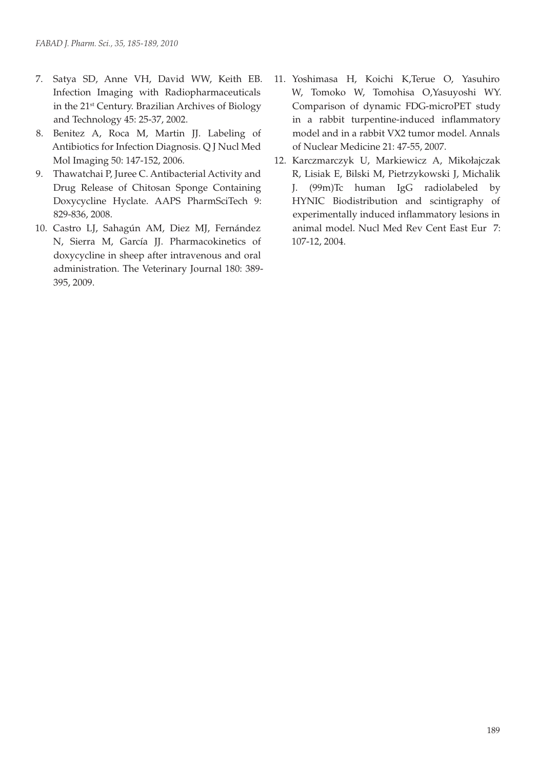7. Satya SD, Anne VH, David WW, Keith EB. Infection Imaging with Radiopharmaceuticals in the 21st Century. Brazilian Archives of Biology and Technology 45: 25-37, 2002.
8. Benitez A, Roca M, Martin JJ. Labeling of Antibiotics for Infection Diagnosis. Q J Nucl Med Mol Imaging 50: 147-152, 2006.
9. Thawatchai P, Juree C. Antibacterial Activity and Drug Release of Chitosan Sponge Containing Doxycycline Hyclate. AAPS PharmSciTech 9: 829-836, 2008.
10. Castro LJ, Sahagún AM, Diez MJ, Fernández N, Sierra M, García JJ. Pharmacokinetics of doxycycline in sheep after intravenous and oral administration. The Veterinary Journal 180: 389-395, 2009.
11. Yoshimasa H, Koichi K,Terue O, Yasuhiro W, Tomoko W, Tomohisa O,Yasuyoshi WY. Comparison of dynamic FDG-microPET study in a rabbit turpentine-induced inflammatory model and in a rabbit VX2 tumor model. Annals of Nuclear Medicine 21: 47-55, 2007.
12. Karczmarczyk U, Markiewicz A, Mikołajczak R, Lisiak E, Bilski M, Pietrzykowski J, Michalik J. (99m)Tc human IgG radiolabeled by HYNIC Biodistribution and scintigraphy of experimentally induced inflammatory lesions in animal model. Nucl Med Rev Cent East Eur 7: 107-12, 2004.